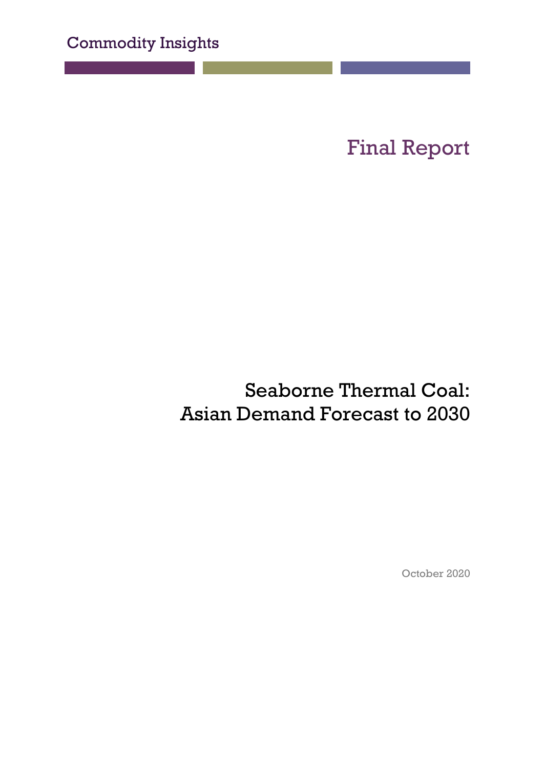Commodity Insights

# Final Report

## Seaborne Thermal Coal: Asian Demand Forecast to 2030

October 2020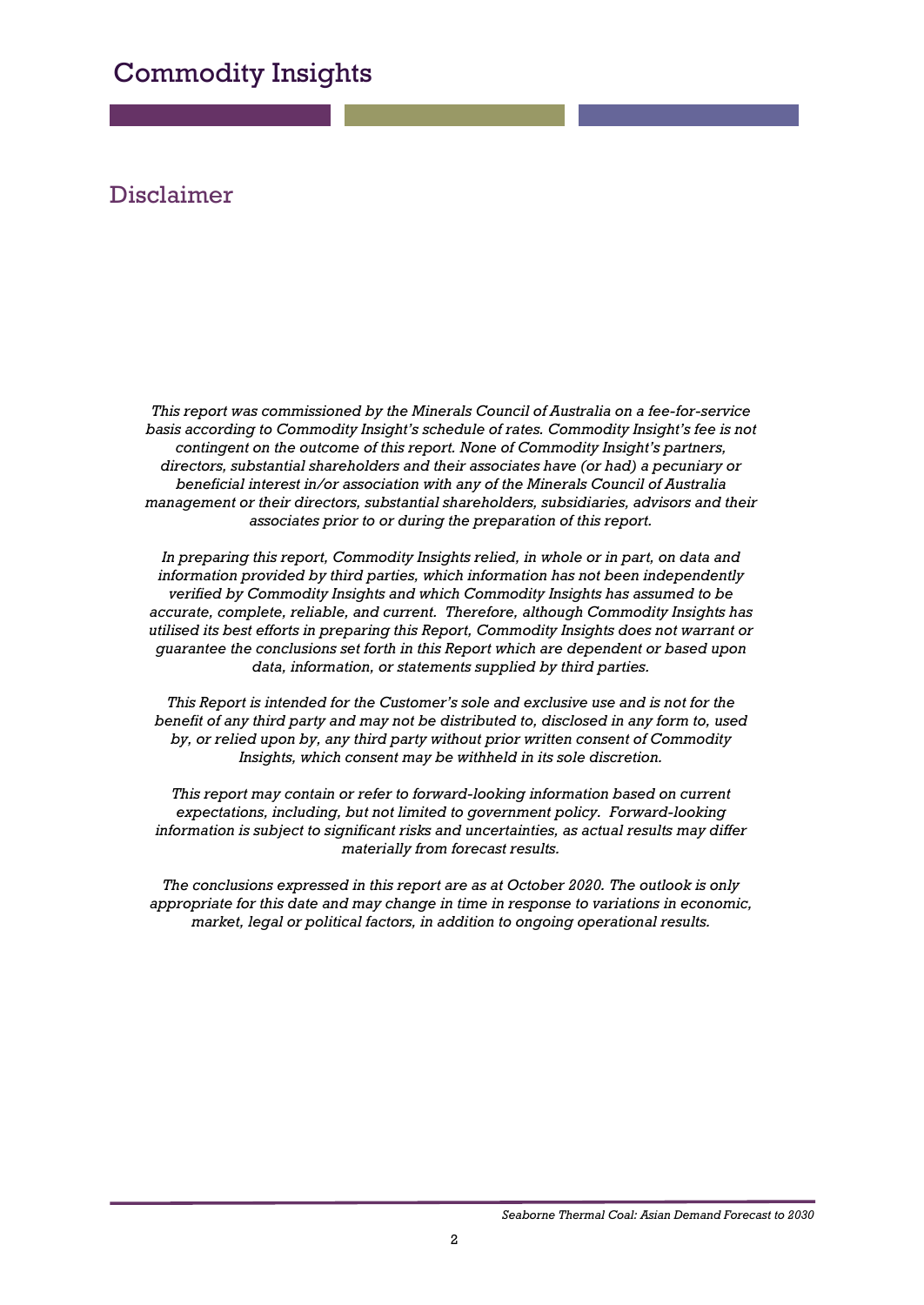## Disclaimer

*This report was commissioned by the Minerals Council of Australia on a fee-for-service basis according to Commodity Insight's schedule of rates. Commodity Insight's fee is not contingent on the outcome of this report. None of Commodity Insight's partners, directors, substantial shareholders and their associates have (or had) a pecuniary or beneficial interest in/or association with any of the Minerals Council of Australia management or their directors, substantial shareholders, subsidiaries, advisors and their associates prior to or during the preparation of this report.*

*In preparing this report, Commodity Insights relied, in whole or in part, on data and information provided by third parties, which information has not been independently verified by Commodity Insights and which Commodity Insights has assumed to be accurate, complete, reliable, and current. Therefore, although Commodity Insights has utilised its best efforts in preparing this Report, Commodity Insights does not warrant or guarantee the conclusions set forth in this Report which are dependent or based upon data, information, or statements supplied by third parties.*

*This Report is intended for the Customer's sole and exclusive use and is not for the benefit of any third party and may not be distributed to, disclosed in any form to, used by, or relied upon by, any third party without prior written consent of Commodity Insights, which consent may be withheld in its sole discretion.*

*This report may contain or refer to forward-looking information based on current expectations, including, but not limited to government policy. Forward-looking information is subject to significant risks and uncertainties, as actual results may differ materially from forecast results.*

*The conclusions expressed in this report are as at October 2020. The outlook is only appropriate for this date and may change in time in response to variations in economic, market, legal or political factors, in addition to ongoing operational results.*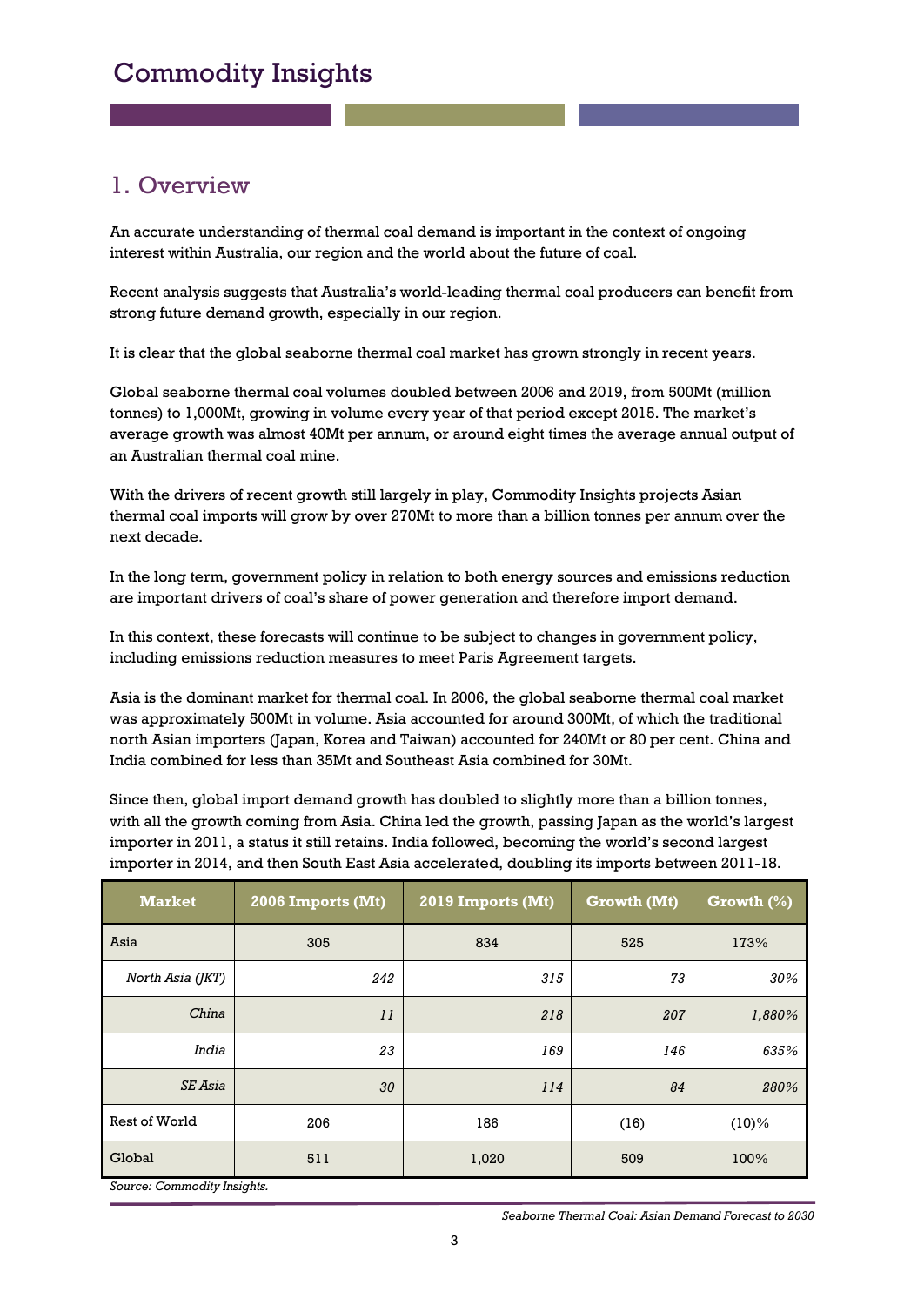# Commodity Insights

## 1. Overview

An accurate understanding of thermal coal demand is important in the context of ongoing interest within Australia, our region and the world about the future of coal.

Recent analysis suggests that Australia's world-leading thermal coal producers can benefit from strong future demand growth, especially in our region.

It is clear that the global seaborne thermal coal market has grown strongly in recent years.

Global seaborne thermal coal volumes doubled between 2006 and 2019, from 500Mt (million tonnes) to 1,000Mt, growing in volume every year of that period except 2015. The market's average growth was almost 40Mt per annum, or around eight times the average annual output of an Australian thermal coal mine.

With the drivers of recent growth still largely in play, Commodity Insights projects Asian thermal coal imports will grow by over 270Mt to more than a billion tonnes per annum over the next decade.

In the long term, government policy in relation to both energy sources and emissions reduction are important drivers of coal's share of power generation and therefore import demand.

In this context, these forecasts will continue to be subject to changes in government policy, including emissions reduction measures to meet Paris Agreement targets.

Asia is the dominant market for thermal coal. In 2006, the global seaborne thermal coal market was approximately 500Mt in volume. Asia accounted for around 300Mt, of which the traditional north Asian importers (Japan, Korea and Taiwan) accounted for 240Mt or 80 per cent. China and India combined for less than 35Mt and Southeast Asia combined for 30Mt.

Since then, global import demand growth has doubled to slightly more than a billion tonnes, with all the growth coming from Asia. China led the growth, passing Japan as the world's largest importer in 2011, a status it still retains. India followed, becoming the world's second largest importer in 2014, and then South East Asia accelerated, doubling its imports between 2011-18.

| Market | 2006 Imports (Mt) | 2019 Imports (Mt) | Growth (Mt) | Growth (%) |
|---|---|---|---|---|
| Asia | 305 | 834 | 525 | 173% |
| *North Asia (JKT)* | *242* | *315* | *73* | *30%* |
| *China* | *11* | *218* | *207* | *1,880%* |
| *India* | *23* | *169* | *146* | *635%* |
| *SE Asia* | *30* | *114* | *84* | *280%* |
| Rest of World | 206 | 186 | (16) | (10)% |
| Global | 511 | 1,020 | 509 | 100% |

*Source: Commodity Insights.*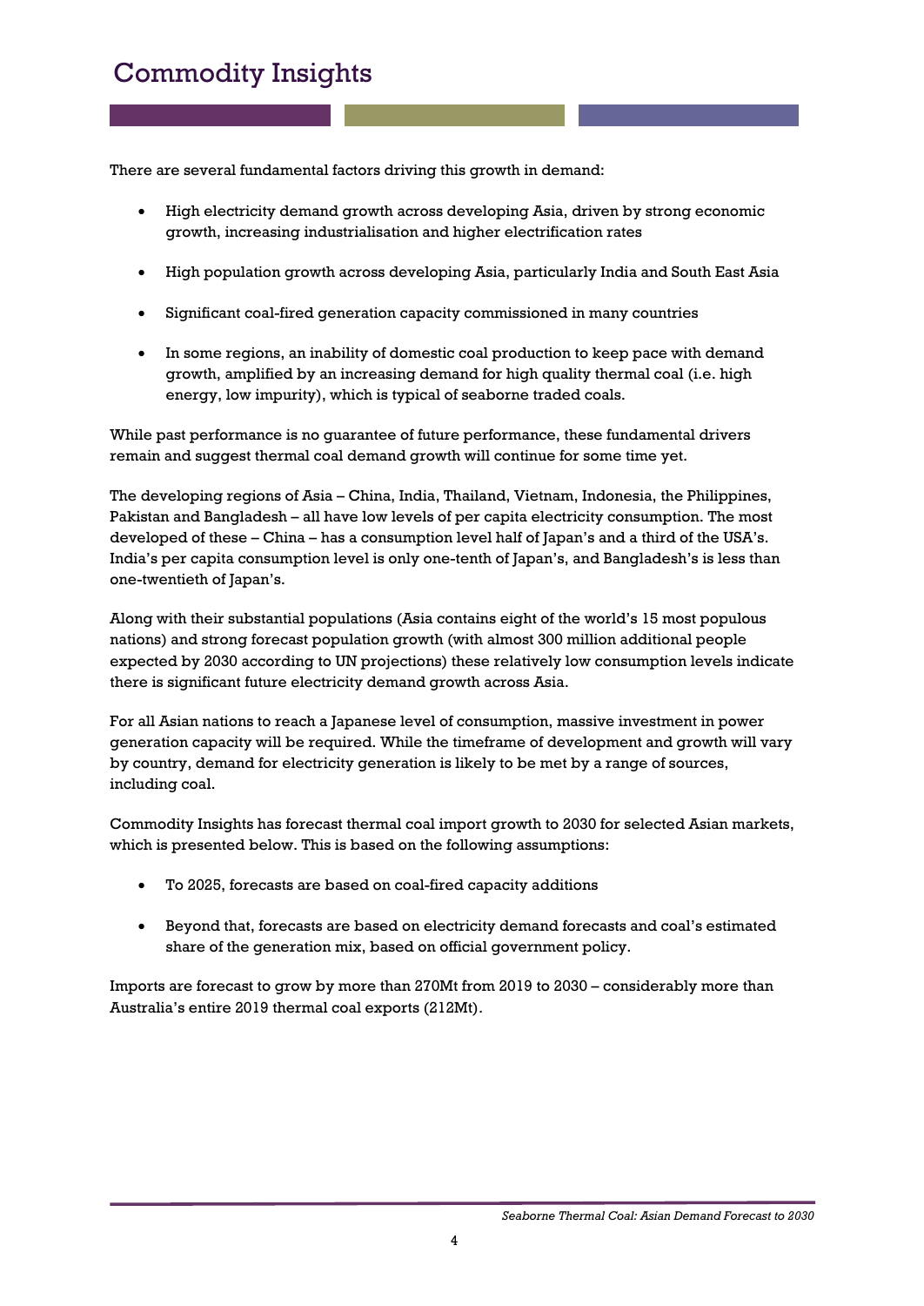There are several fundamental factors driving this growth in demand:

- High electricity demand growth across developing Asia, driven by strong economic growth, increasing industrialisation and higher electrification rates
- High population growth across developing Asia, particularly India and South East Asia
- Significant coal-fired generation capacity commissioned in many countries
- In some regions, an inability of domestic coal production to keep pace with demand growth, amplified by an increasing demand for high quality thermal coal (i.e. high energy, low impurity), which is typical of seaborne traded coals.

While past performance is no guarantee of future performance, these fundamental drivers remain and suggest thermal coal demand growth will continue for some time yet.

The developing regions of Asia – China, India, Thailand, Vietnam, Indonesia, the Philippines, Pakistan and Bangladesh – all have low levels of per capita electricity consumption. The most developed of these – China – has a consumption level half of Japan's and a third of the USA's. India's per capita consumption level is only one-tenth of Japan's, and Bangladesh's is less than one-twentieth of Japan's.

Along with their substantial populations (Asia contains eight of the world's 15 most populous nations) and strong forecast population growth (with almost 300 million additional people expected by 2030 according to UN projections) these relatively low consumption levels indicate there is significant future electricity demand growth across Asia.

For all Asian nations to reach a Japanese level of consumption, massive investment in power generation capacity will be required. While the timeframe of development and growth will vary by country, demand for electricity generation is likely to be met by a range of sources, including coal.

Commodity Insights has forecast thermal coal import growth to 2030 for selected Asian markets, which is presented below. This is based on the following assumptions:

- To 2025, forecasts are based on coal-fired capacity additions
- Beyond that, forecasts are based on electricity demand forecasts and coal's estimated share of the generation mix, based on official government policy.

Imports are forecast to grow by more than 270Mt from 2019 to 2030 – considerably more than Australia's entire 2019 thermal coal exports (212Mt).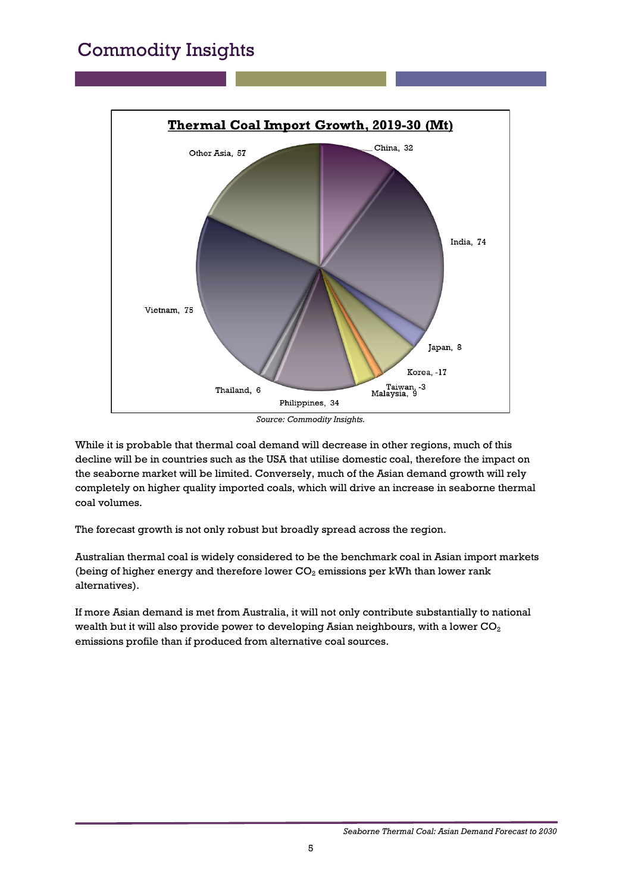**Thermal Coal Import Growth, 2019-30 (Mt)**

| Country | Growth (Mt) |
|---|---|
| China | 32 |
| India | 74 |
| Japan | 8 |
| Korea | -17 |
| Taiwan | -3 |
| Malaysia | 9 |
| Philippines | 34 |
| Thailand | 6 |
| Vietnam | 75 |
| Other Asia | 57 |

*Source: Commodity Insights.*

While it is probable that thermal coal demand will decrease in other regions, much of this decline will be in countries such as the USA that utilise domestic coal, therefore the impact on the seaborne market will be limited. Conversely, much of the Asian demand growth will rely completely on higher quality imported coals, which will drive an increase in seaborne thermal coal volumes.

The forecast growth is not only robust but broadly spread across the region.

Australian thermal coal is widely considered to be the benchmark coal in Asian import markets (being of higher energy and therefore lower $CO_2$ emissions per kWh than lower rank alternatives).

If more Asian demand is met from Australia, it will not only contribute substantially to national wealth but it will also provide power to developing Asian neighbours, with a lower $CO_2$ emissions profile than if produced from alternative coal sources.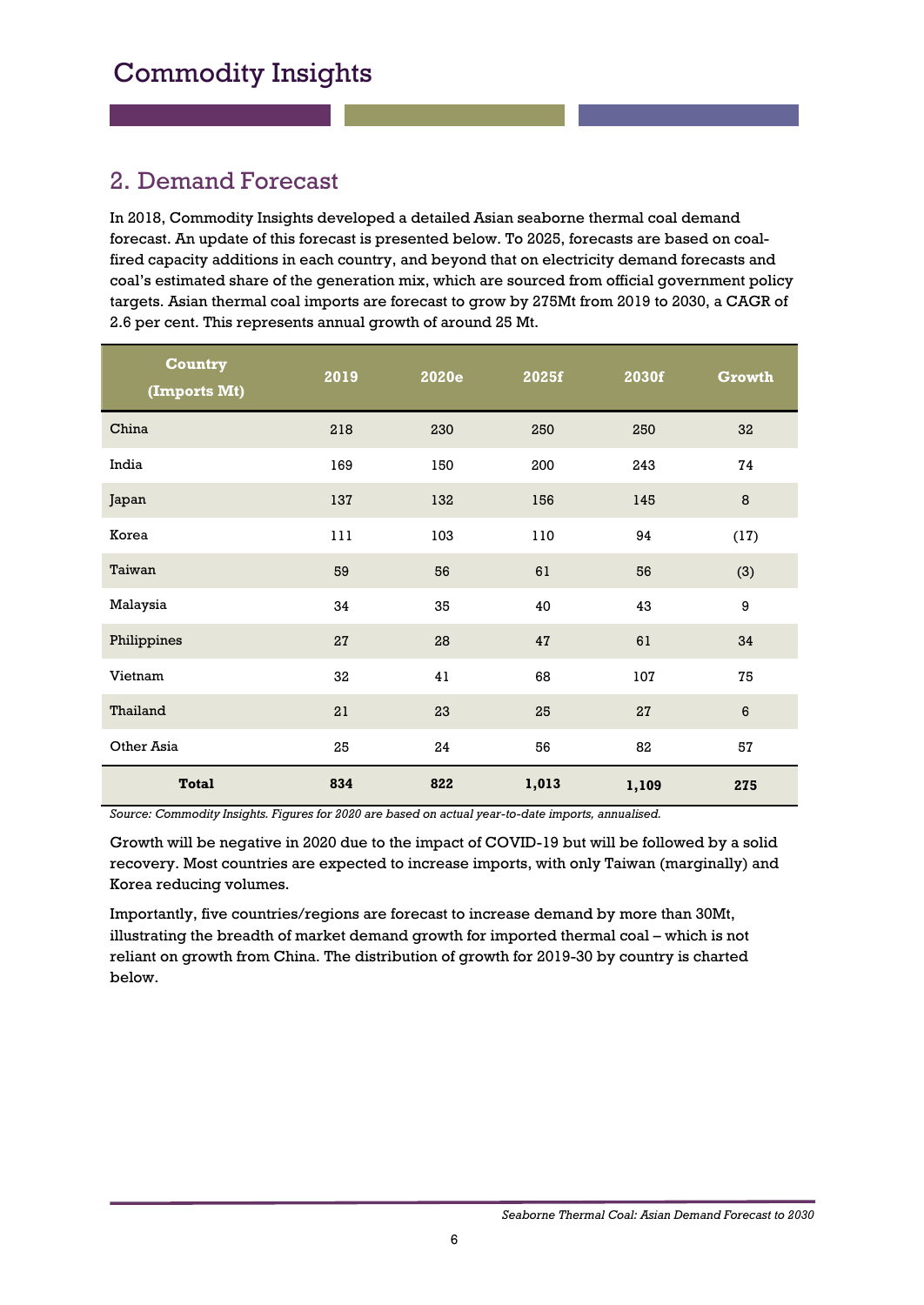## 2. Demand Forecast

In 2018, Commodity Insights developed a detailed Asian seaborne thermal coal demand forecast. An update of this forecast is presented below. To 2025, forecasts are based on coal-fired capacity additions in each country, and beyond that on electricity demand forecasts and coal's estimated share of the generation mix, which are sourced from official government policy targets. Asian thermal coal imports are forecast to grow by 275Mt from 2019 to 2030, a CAGR of 2.6 per cent. This represents annual growth of around 25 Mt.

| Country (Imports Mt) | 2019 | 2020e | 2025f | 2030f | Growth |
|---|---|---|---|---|---|
| China | 218 | 230 | 250 | 250 | 32 |
| India | 169 | 150 | 200 | 243 | 74 |
| Japan | 137 | 132 | 156 | 145 | 8 |
| Korea | 111 | 103 | 110 | 94 | (17) |
| Taiwan | 59 | 56 | 61 | 56 | (3) |
| Malaysia | 34 | 35 | 40 | 43 | 9 |
| Philippines | 27 | 28 | 47 | 61 | 34 |
| Vietnam | 32 | 41 | 68 | 107 | 75 |
| Thailand | 21 | 23 | 25 | 27 | 6 |
| Other Asia | 25 | 24 | 56 | 82 | 57 |
| **Total** | **834** | **822** | **1,013** | **1,109** | **275** |

*Source: Commodity Insights. Figures for 2020 are based on actual year-to-date imports, annualised.*

Growth will be negative in 2020 due to the impact of COVID-19 but will be followed by a solid recovery. Most countries are expected to increase imports, with only Taiwan (marginally) and Korea reducing volumes.

Importantly, five countries/regions are forecast to increase demand by more than 30Mt, illustrating the breadth of market demand growth for imported thermal coal – which is not reliant on growth from China. The distribution of growth for 2019-30 by country is charted below.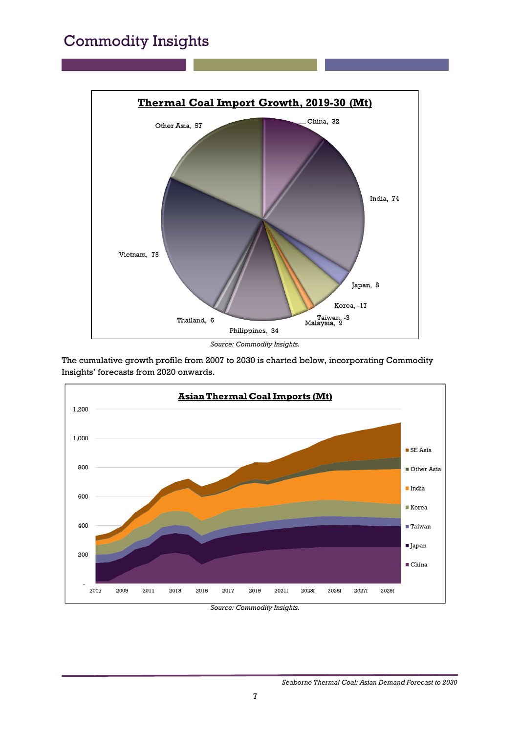**Thermal Coal Import Growth, 2019-30 (Mt)**

China, 32; India, 74; Japan, 8; Korea, -17; Taiwan, -3; Malaysia, 9; Philippines, 34; Thailand, 6; Vietnam, 75; Other Asia, 57

*Source: Commodity Insights.*

The cumulative growth profile from 2007 to 2030 is charted below, incorporating Commodity Insights' forecasts from 2020 onwards.

**Asian Thermal Coal Imports (Mt)**

*Source: Commodity Insights.*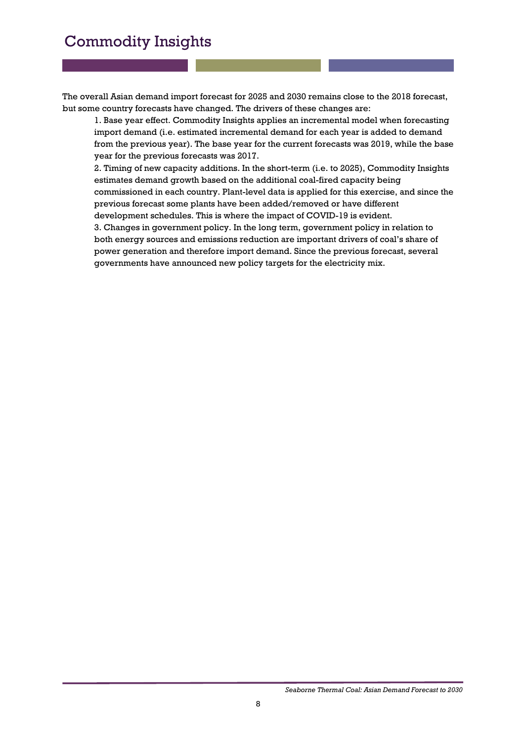The overall Asian demand import forecast for 2025 and 2030 remains close to the 2018 forecast, but some country forecasts have changed. The drivers of these changes are:

1. Base year effect. Commodity Insights applies an incremental model when forecasting import demand (i.e. estimated incremental demand for each year is added to demand from the previous year). The base year for the current forecasts was 2019, while the base year for the previous forecasts was 2017.
2. Timing of new capacity additions. In the short-term (i.e. to 2025), Commodity Insights estimates demand growth based on the additional coal-fired capacity being commissioned in each country. Plant-level data is applied for this exercise, and since the previous forecast some plants have been added/removed or have different development schedules. This is where the impact of COVID-19 is evident.
3. Changes in government policy. In the long term, government policy in relation to both energy sources and emissions reduction are important drivers of coal's share of power generation and therefore import demand. Since the previous forecast, several governments have announced new policy targets for the electricity mix.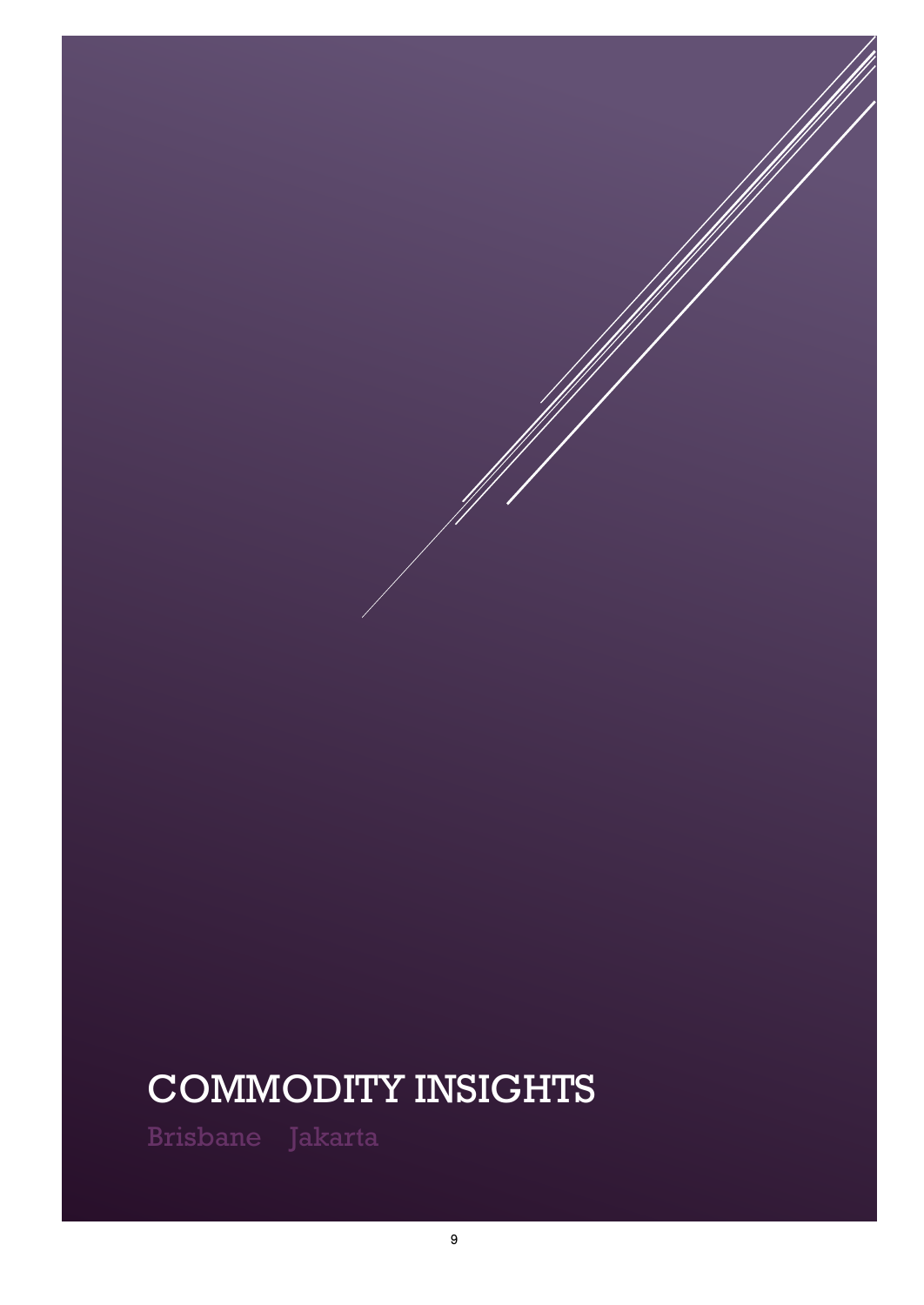# COMMODITY INSIGHTS

Brisbane Jakarta